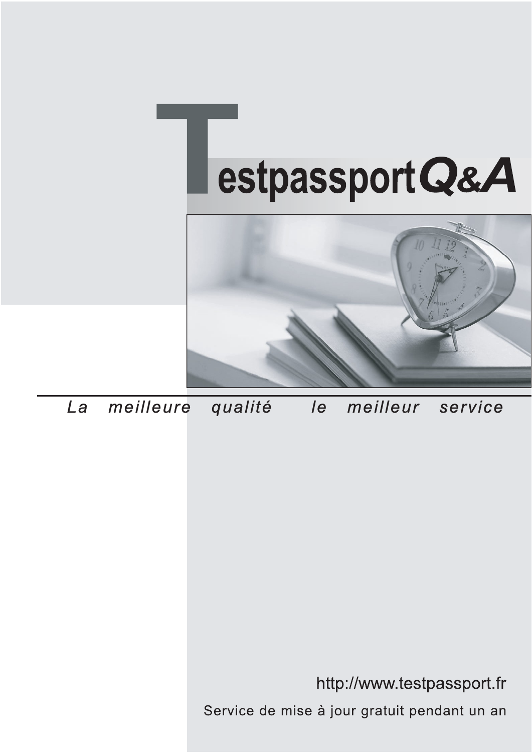# TestpassportQ&A

*La meilleure qualité le meilleur service*

http://www.testpassport.fr

Service de mise à jour gratuit pendant un an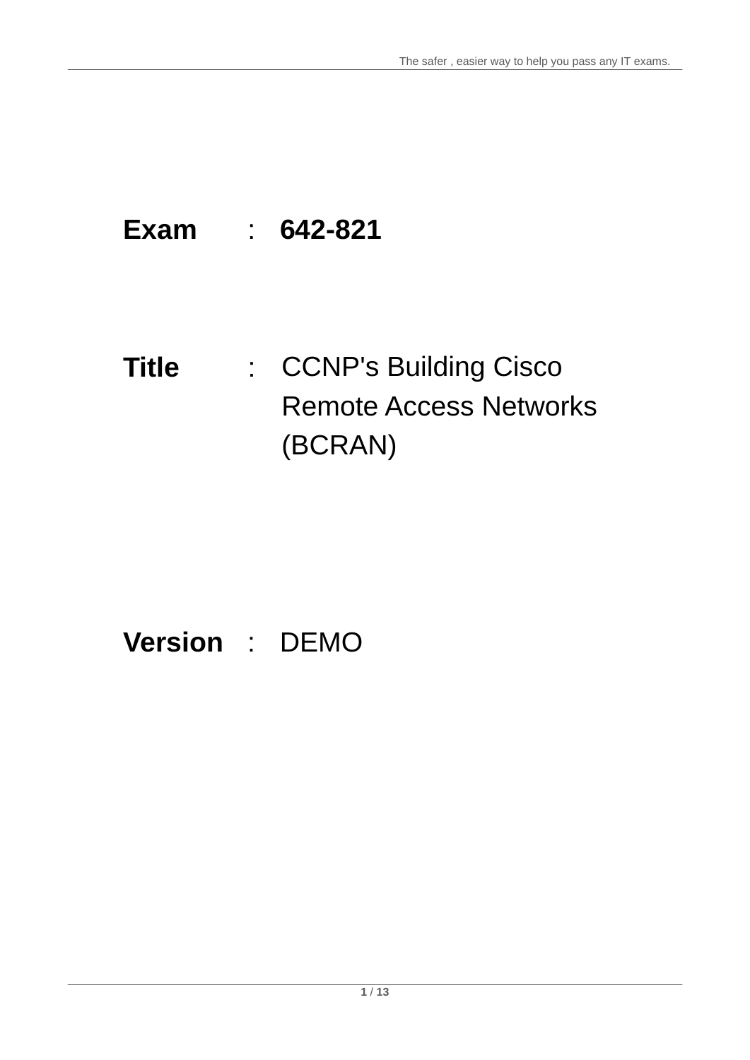**Exam** : **642-821**

**Title** : CCNP's Building Cisco Remote Access Networks (BCRAN)

**Version** : DEMO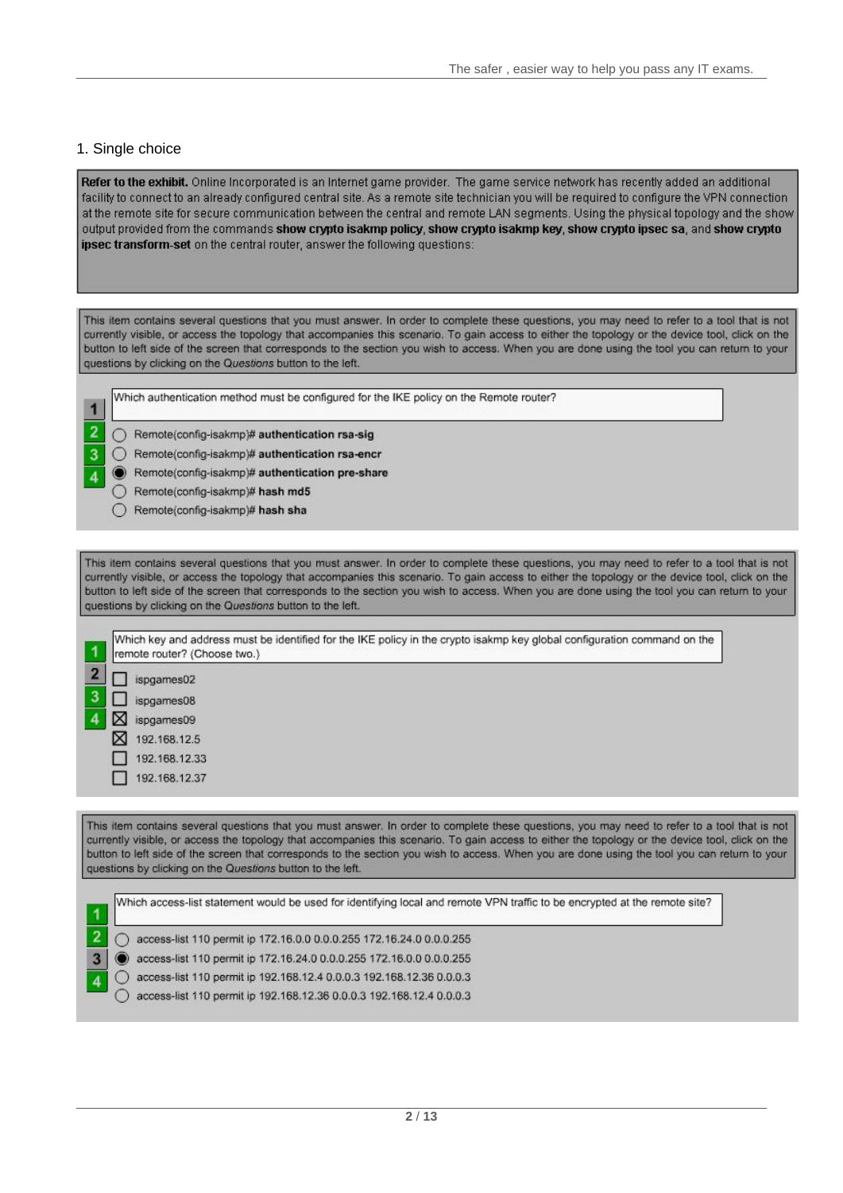1. Single choice

**Refer to the exhibit.** Online Incorporated is an Internet game provider. The game service network has recently added an additional facility to connect to an already configured central site. As a remote site technician you will be required to configure the VPN connection at the remote site for secure communication between the central and remote LAN segments. Using the physical topology and the show output provided from the commands **show crypto isakmp policy**, **show crypto isakmp key**, **show crypto ipsec sa**, and **show crypto ipsec transform-set** on the central router, answer the following questions:

This item contains several questions that you must answer. In order to complete these questions, you may need to refer to a tool that is not currently visible, or access the topology that accompanies this scenario. To gain access to either the topology or the device tool, click on the button to left side of the screen that corresponds to the section you wish to access. When you are done using the tool you can return to your questions by clicking on the *Questions* button to the left.

1 2 3 4

Which authentication method must be configured for the IKE policy on the Remote router?

- ○ Remote(config-isakmp)# **authentication rsa-sig**
- ○ Remote(config-isakmp)# **authentication rsa-encr**
- ● Remote(config-isakmp)# **authentication pre-share**
- ○ Remote(config-isakmp)# **hash md5**
- ○ Remote(config-isakmp)# **hash sha**

This item contains several questions that you must answer. In order to complete these questions, you may need to refer to a tool that is not currently visible, or access the topology that accompanies this scenario. To gain access to either the topology or the device tool, click on the button to left side of the screen that corresponds to the section you wish to access. When you are done using the tool you can return to your questions by clicking on the *Questions* button to the left.

1 2 3 4

Which key and address must be identified for the IKE policy in the crypto isakmp key global configuration command on the remote router? (Choose two.)

- ☐ ispgames02
- ☐ ispgames08
- ☒ ispgames09
- ☒ 192.168.12.5
- ☐ 192.168.12.33
- ☐ 192.168.12.37

This item contains several questions that you must answer. In order to complete these questions, you may need to refer to a tool that is not currently visible, or access the topology that accompanies this scenario. To gain access to either the topology or the device tool, click on the button to left side of the screen that corresponds to the section you wish to access. When you are done using the tool you can return to your questions by clicking on the *Questions* button to the left.

1 2 3 4

Which access-list statement would be used for identifying local and remote VPN traffic to be encrypted at the remote site?

- ○ access-list 110 permit ip 172.16.0.0 0.0.0.255 172.16.24.0 0.0.0.255
- ● access-list 110 permit ip 172.16.24.0 0.0.0.255 172.16.0.0 0.0.0.255
- ○ access-list 110 permit ip 192.168.12.4 0.0.0.3 192.168.12.36 0.0.0.3
- ○ access-list 110 permit ip 192.168.12.36 0.0.0.3 192.168.12.4 0.0.0.3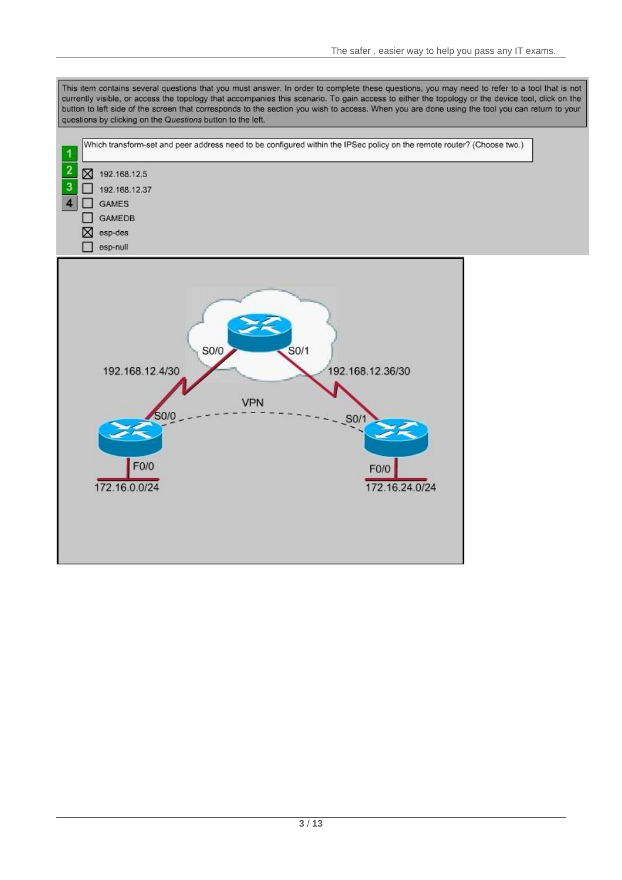This item contains several questions that you must answer. In order to complete these questions, you may need to refer to a tool that is not currently visible, or access the topology that accompanies this scenario. To gain access to either the topology or the device tool, click on the button to left side of the screen that corresponds to the section you wish to access. When you are done using the tool you can return to your questions by clicking on the *Questions* button to the left.

Which transform-set and peer address need to be configured within the IPSec policy on the remote router? (Choose two.)

- [x] 192.168.12.5
- [ ] 192.168.12.37
- [ ] GAMES
- [ ] GAMEDB
- [x] esp-des
- [ ] esp-null

S0/0 S0/1

192.168.12.4/30

192.168.12.36/30

VPN

S0/0

S0/1

F0/0

F0/0

172.16.0.0/24

172.16.24.0/24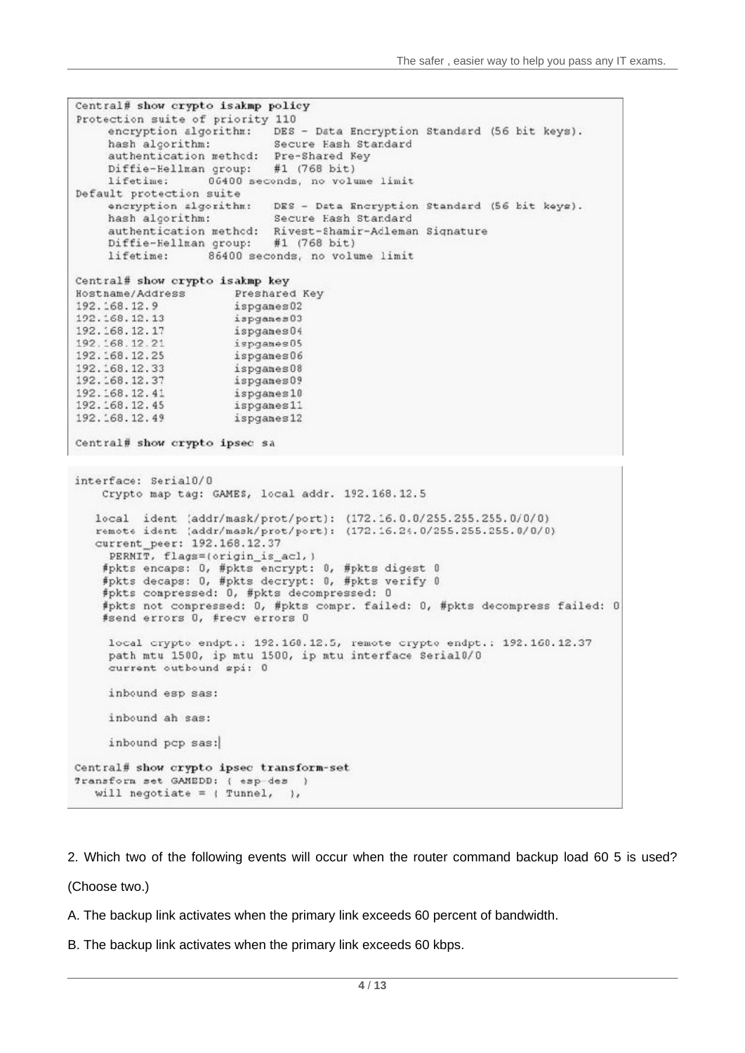```
Central# show crypto isakmp policy
Protection suite of priority 110
     encryption algorithm:   DES - Data Encryption Standard (56 bit keys).
     hash algorithm:         Secure Hash Standard
     authentication method:  Pre-Shared Key
     Diffie-Hellman group:   #1 (768 bit)
     lifetime:      06400 seconds, no volume limit
Default protection suite
     encryption algorithm:   DES - Data Encryption Standard (56 bit keys).
     hash algorithm:         Secure Hash Standard
     authentication method:  Rivest-Shamir-Adleman Signature
     Diffie-Hellman group:   #1 (768 bit)
     lifetime:      86400 seconds, no volume limit

Central# show crypto isakmp key
Hostname/Address        Preshared Key
192.168.12.9            ispgames02
192.168.12.13           ispgames03
192.168.12.17           ispgames04
192.168.12.21           ispgames05
192.168.12.25           ispgames06
192.168.12.33           ispgames08
192.168.12.37           ispgames09
192.168.12.41           ispgames10
192.168.12.45           ispgames11
192.168.12.49           ispgames12

Central# show crypto ipsec sa
```

```
interface: Serial0/0
    Crypto map tag: GAMES, local addr. 192.168.12.5

   local  ident (addr/mask/prot/port): (172.16.0.0/255.255.255.0/0/0)
   remote ident (addr/mask/prot/port): (172.16.24.0/255.255.255.0/0/0)
   current_peer: 192.168.12.37
     PERMIT, flags={origin_is_acl,}
    #pkts encaps: 0, #pkts encrypt: 0, #pkts digest 0
    #pkts decaps: 0, #pkts decrypt: 0, #pkts verify 0
    #pkts compressed: 0, #pkts decompressed: 0
    #pkts not compressed: 0, #pkts compr. failed: 0, #pkts decompress failed: 0
    #send errors 0, #recv errors 0

     local crypto endpt.: 192.168.12.5, remote crypto endpt.: 192.168.12.37
     path mtu 1500, ip mtu 1500, ip mtu interface Serial0/0
     current outbound spi: 0

     inbound esp sas:

     inbound ah sas:

     inbound pcp sas:

Central# show crypto ipsec transform-set
Transform set GAMEDD: { esp-des  }
   will negotiate = { Tunnel,  },
```

2. Which two of the following events will occur when the router command backup load 60 5 is used? (Choose two.)

A. The backup link activates when the primary link exceeds 60 percent of bandwidth.

B. The backup link activates when the primary link exceeds 60 kbps.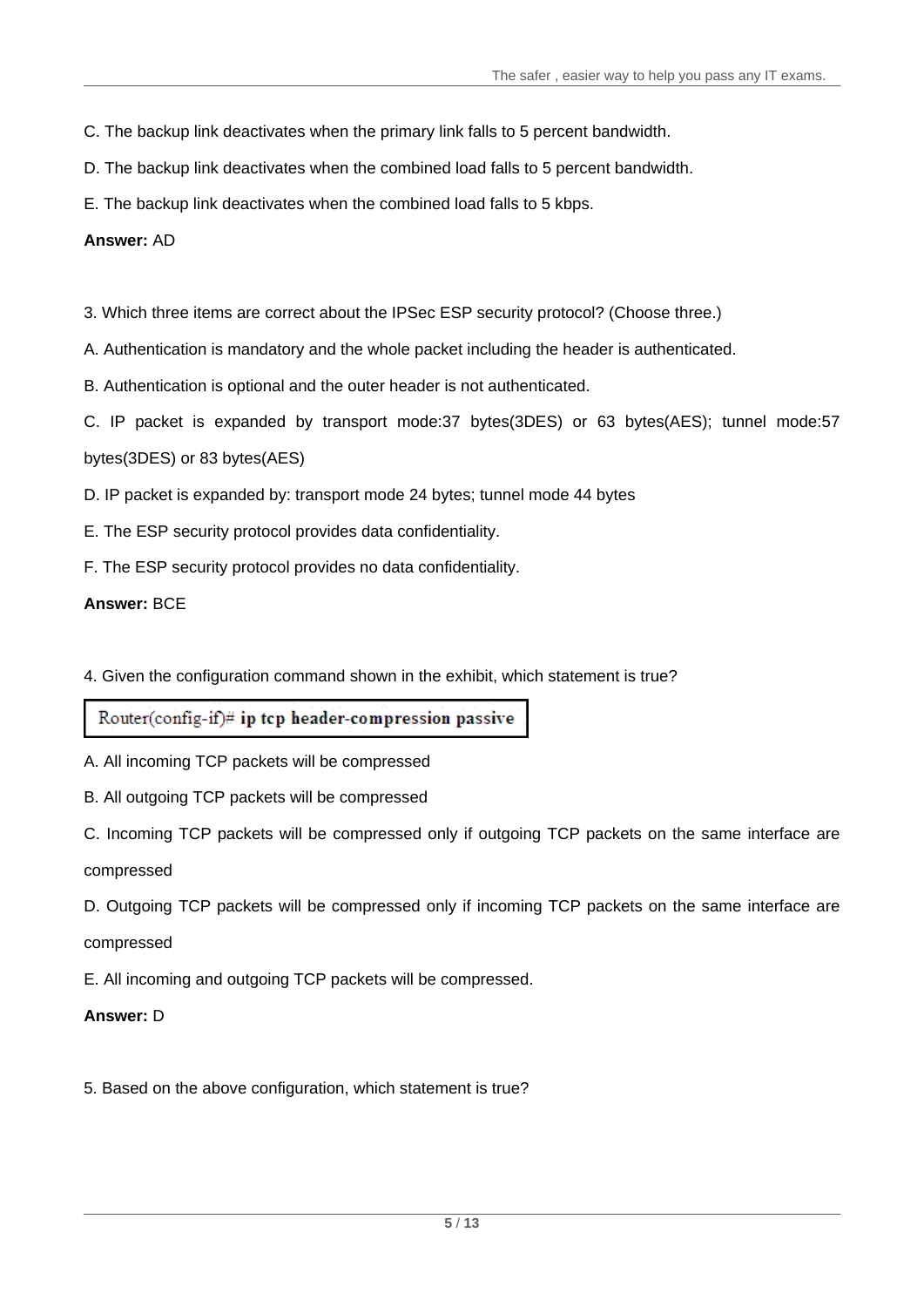C. The backup link deactivates when the primary link falls to 5 percent bandwidth.

D. The backup link deactivates when the combined load falls to 5 percent bandwidth.

E. The backup link deactivates when the combined load falls to 5 kbps.

**Answer:** AD

3. Which three items are correct about the IPSec ESP security protocol? (Choose three.)

A. Authentication is mandatory and the whole packet including the header is authenticated.

B. Authentication is optional and the outer header is not authenticated.

C. IP packet is expanded by transport mode:37 bytes(3DES) or 63 bytes(AES); tunnel mode:57 bytes(3DES) or 83 bytes(AES)

D. IP packet is expanded by: transport mode 24 bytes; tunnel mode 44 bytes

E. The ESP security protocol provides data confidentiality.

F. The ESP security protocol provides no data confidentiality.

**Answer:** BCE

4. Given the configuration command shown in the exhibit, which statement is true?

```
Router(config-if)# ip tcp header-compression passive
```

A. All incoming TCP packets will be compressed

B. All outgoing TCP packets will be compressed

C. Incoming TCP packets will be compressed only if outgoing TCP packets on the same interface are compressed

D. Outgoing TCP packets will be compressed only if incoming TCP packets on the same interface are compressed

E. All incoming and outgoing TCP packets will be compressed.

**Answer:** D

5. Based on the above configuration, which statement is true?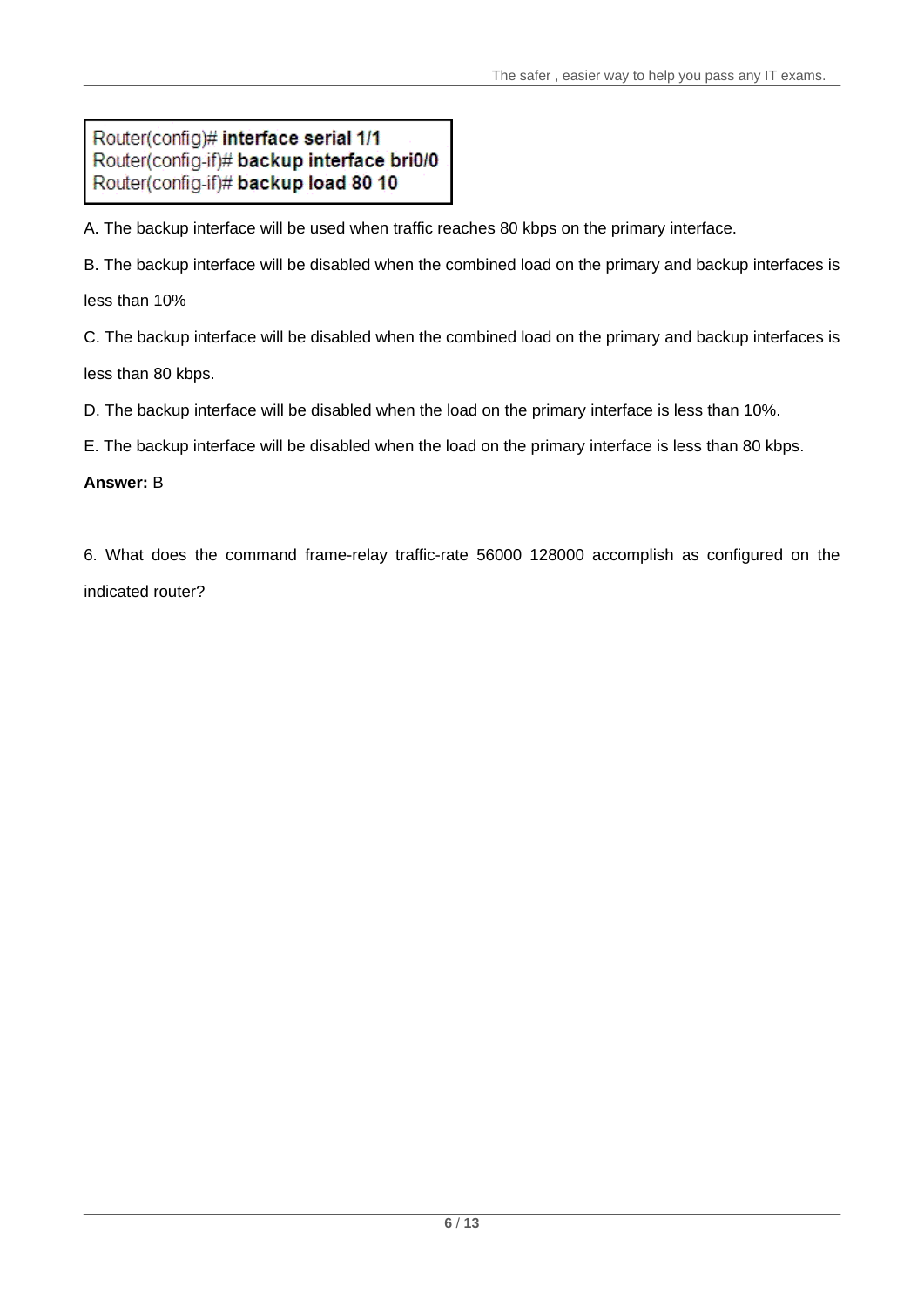```
Router(config)# interface serial 1/1
Router(config-if)# backup interface bri0/0
Router(config-if)# backup load 80 10
```

A. The backup interface will be used when traffic reaches 80 kbps on the primary interface.

B. The backup interface will be disabled when the combined load on the primary and backup interfaces is less than 10%

C. The backup interface will be disabled when the combined load on the primary and backup interfaces is less than 80 kbps.

D. The backup interface will be disabled when the load on the primary interface is less than 10%.

E. The backup interface will be disabled when the load on the primary interface is less than 80 kbps.

**Answer:** B

6. What does the command frame-relay traffic-rate 56000 128000 accomplish as configured on the indicated router?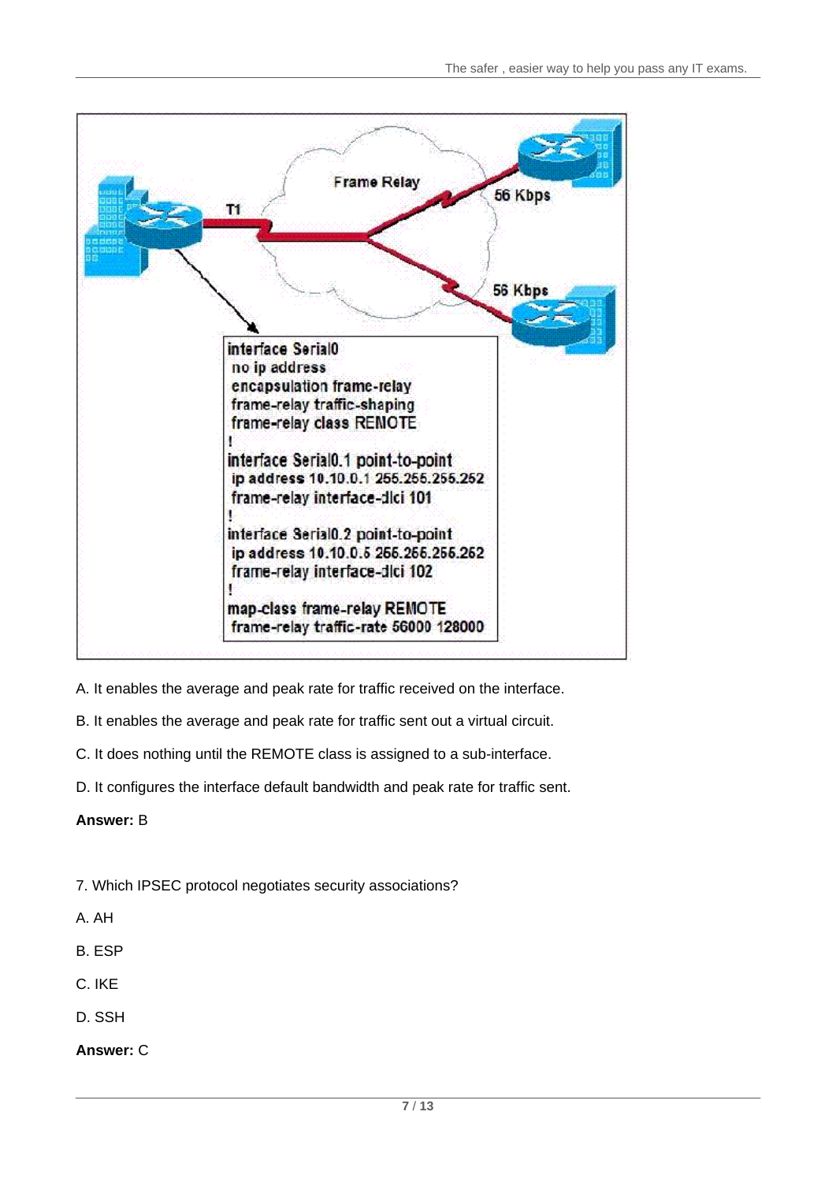```
interface Serial0
 no ip address
 encapsulation frame-relay
 frame-relay traffic-shaping
 frame-relay class REMOTE
!
interface Serial0.1 point-to-point
 ip address 10.10.0.1 255.255.255.252
 frame-relay interface-dlci 101
!
interface Serial0.2 point-to-point
 ip address 10.10.0.5 255.255.255.252
 frame-relay interface-dlci 102
!
map-class frame-relay REMOTE
 frame-relay traffic-rate 56000 128000
```

A. It enables the average and peak rate for traffic received on the interface.

B. It enables the average and peak rate for traffic sent out a virtual circuit.

C. It does nothing until the REMOTE class is assigned to a sub-interface.

D. It configures the interface default bandwidth and peak rate for traffic sent.

**Answer:** B

7. Which IPSEC protocol negotiates security associations?

A. AH

B. ESP

C. IKE

D. SSH

**Answer:** C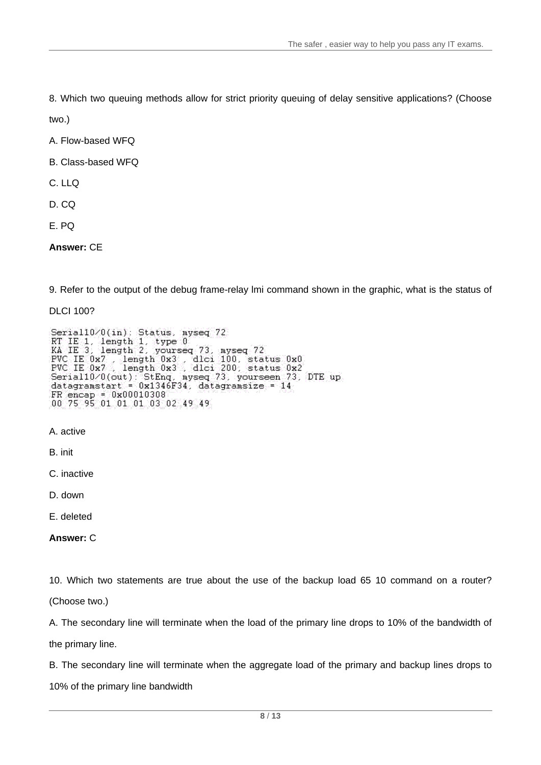8. Which two queuing methods allow for strict priority queuing of delay sensitive applications? (Choose two.)

A. Flow-based WFQ

B. Class-based WFQ

C. LLQ

D. CQ

E. PQ

**Answer:** CE

9. Refer to the output of the debug frame-relay lmi command shown in the graphic, what is the status of DLCI 100?

```
Serial10/0(in): Status, myseq 72
RT IE 1, length 1, type 0
KA IE 3, length 2, yourseq 73, myseq 72
PVC IE 0x7 , length 0x3 , dlci 100, status 0x0
PVC IE 0x7 , length 0x3 , dlci 200, status 0x2
Serial10/0(out): StEnq, myseq 73, yourseen 73, DTE up
datagramstart = 0x1346F34, datagramsize = 14
FR encap = 0x00010308
00 75 95 01 01 01 03 02 49 49
```

A. active

B. init

C. inactive

D. down

E. deleted

**Answer:** C

10. Which two statements are true about the use of the backup load 65 10 command on a router? (Choose two.)

A. The secondary line will terminate when the load of the primary line drops to 10% of the bandwidth of the primary line.

B. The secondary line will terminate when the aggregate load of the primary and backup lines drops to 10% of the primary line bandwidth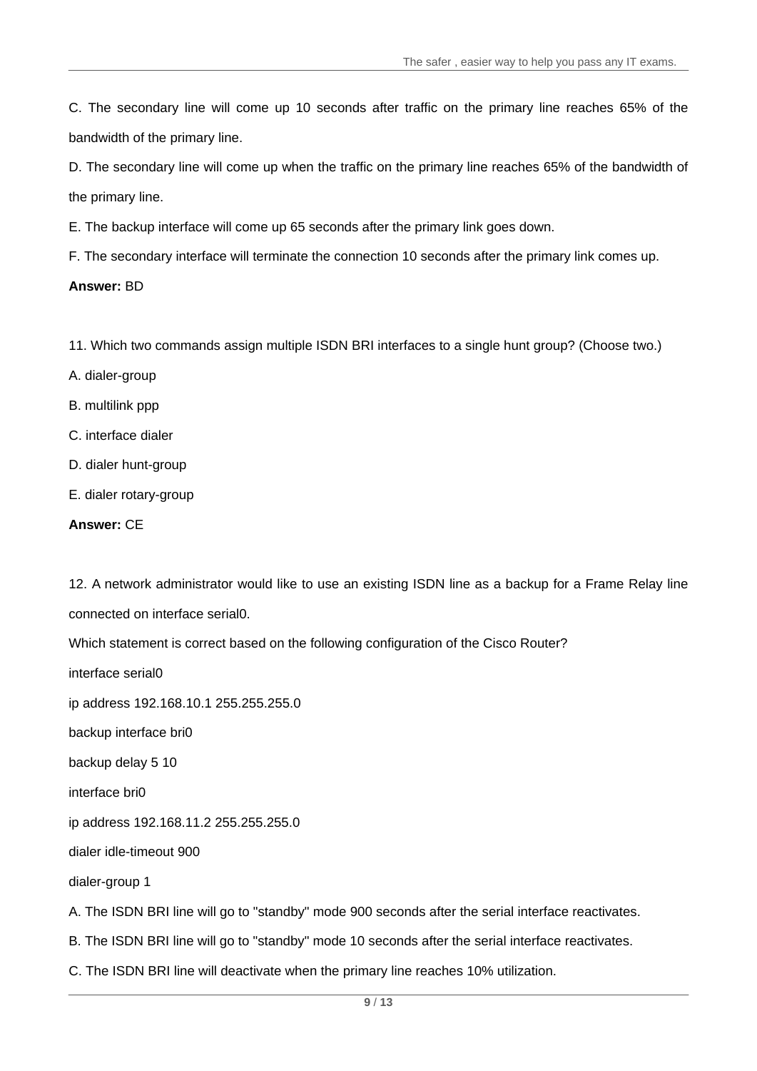C. The secondary line will come up 10 seconds after traffic on the primary line reaches 65% of the bandwidth of the primary line.

D. The secondary line will come up when the traffic on the primary line reaches 65% of the bandwidth of the primary line.

E. The backup interface will come up 65 seconds after the primary link goes down.

F. The secondary interface will terminate the connection 10 seconds after the primary link comes up.

**Answer:** BD

11. Which two commands assign multiple ISDN BRI interfaces to a single hunt group? (Choose two.)

A. dialer-group

B. multilink ppp

C. interface dialer

D. dialer hunt-group

E. dialer rotary-group

**Answer:** CE

12. A network administrator would like to use an existing ISDN line as a backup for a Frame Relay line connected on interface serial0.

Which statement is correct based on the following configuration of the Cisco Router?

interface serial0

ip address 192.168.10.1 255.255.255.0

backup interface bri0

backup delay 5 10

interface bri0

ip address 192.168.11.2 255.255.255.0

dialer idle-timeout 900

dialer-group 1

A. The ISDN BRI line will go to "standby" mode 900 seconds after the serial interface reactivates.

B. The ISDN BRI line will go to "standby" mode 10 seconds after the serial interface reactivates.

C. The ISDN BRI line will deactivate when the primary line reaches 10% utilization.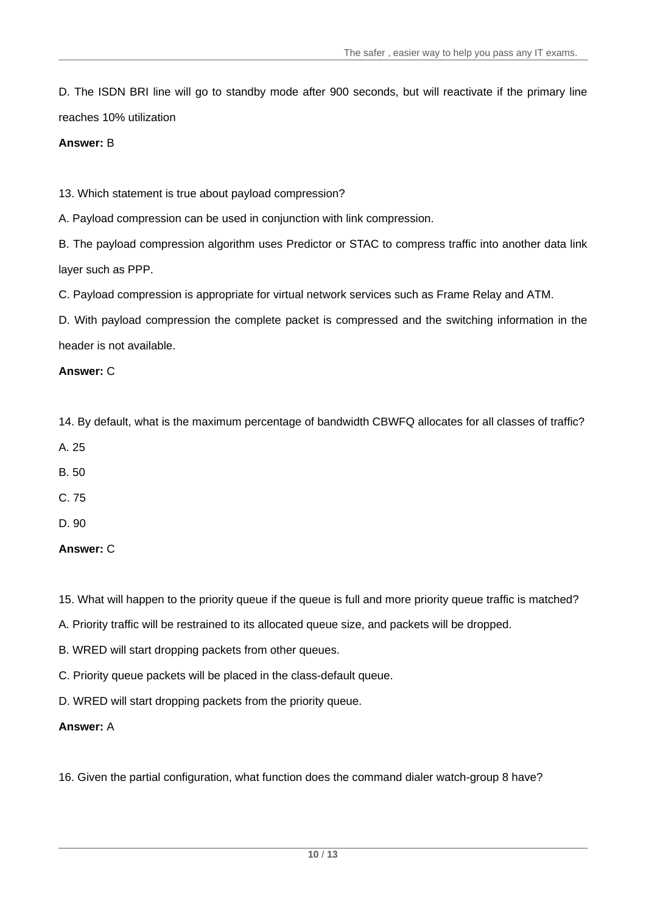D. The ISDN BRI line will go to standby mode after 900 seconds, but will reactivate if the primary line reaches 10% utilization

**Answer:** B

13. Which statement is true about payload compression?

A. Payload compression can be used in conjunction with link compression.

B. The payload compression algorithm uses Predictor or STAC to compress traffic into another data link layer such as PPP.

C. Payload compression is appropriate for virtual network services such as Frame Relay and ATM.

D. With payload compression the complete packet is compressed and the switching information in the header is not available.

**Answer:** C

14. By default, what is the maximum percentage of bandwidth CBWFQ allocates for all classes of traffic?

A. 25

B. 50

C. 75

D. 90

**Answer:** C

15. What will happen to the priority queue if the queue is full and more priority queue traffic is matched?

A. Priority traffic will be restrained to its allocated queue size, and packets will be dropped.

B. WRED will start dropping packets from other queues.

C. Priority queue packets will be placed in the class-default queue.

D. WRED will start dropping packets from the priority queue.

**Answer:** A

16. Given the partial configuration, what function does the command dialer watch-group 8 have?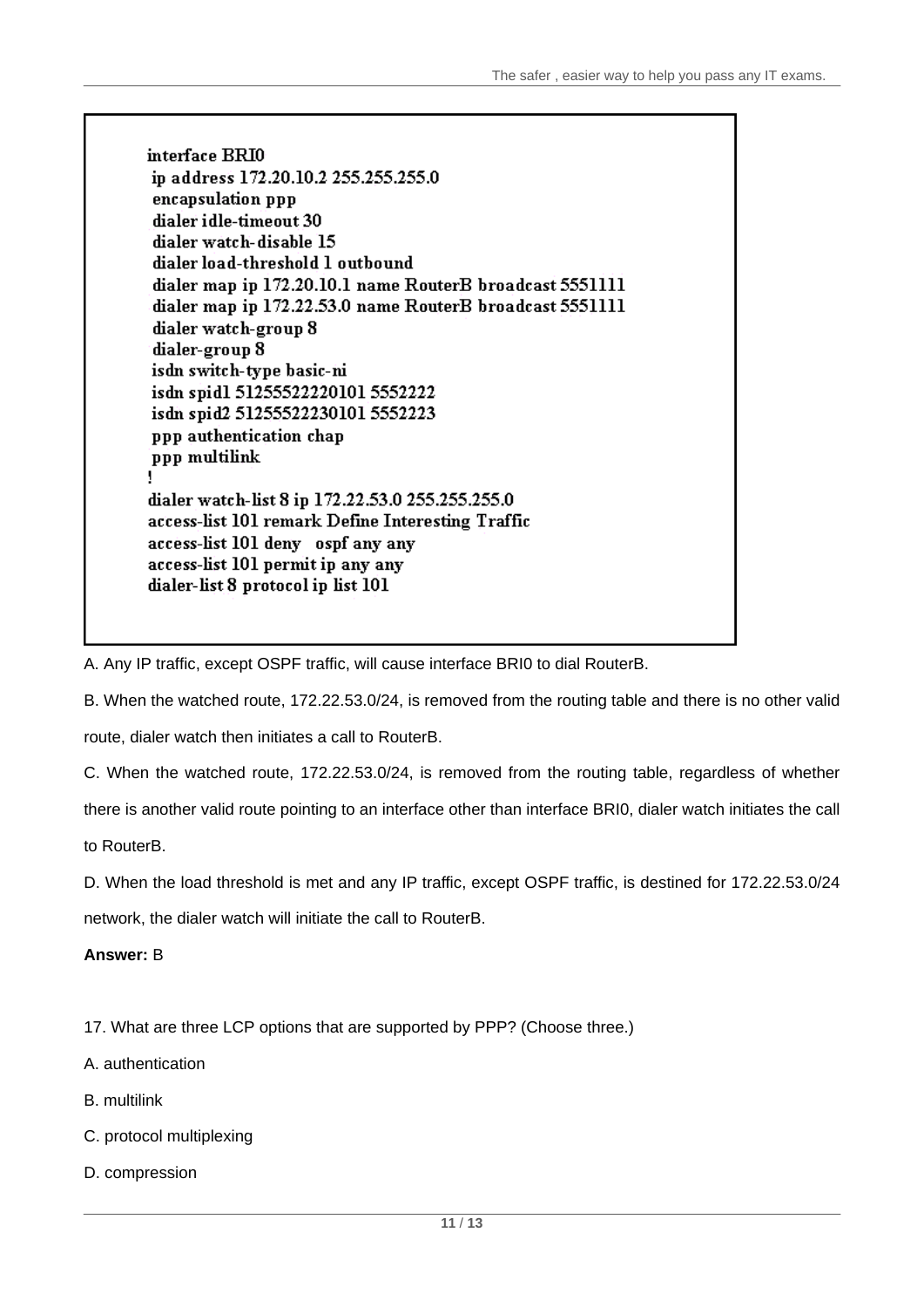```
interface BRI0
 ip address 172.20.10.2 255.255.255.0
 encapsulation ppp
 dialer idle-timeout 30
 dialer watch-disable 15
 dialer load-threshold 1 outbound
 dialer map ip 172.20.10.1 name RouterB broadcast 5551111
 dialer map ip 172.22.53.0 name RouterB broadcast 5551111
 dialer watch-group 8
 dialer-group 8
 isdn switch-type basic-ni
 isdn spid1 51255522220101 5552222
 isdn spid2 51255522230101 5552223
 ppp authentication chap
 ppp multilink
!
dialer watch-list 8 ip 172.22.53.0 255.255.255.0
access-list 101 remark Define Interesting Traffic
access-list 101 deny   ospf any any
access-list 101 permit ip any any
dialer-list 8 protocol ip list 101
```

A. Any IP traffic, except OSPF traffic, will cause interface BRI0 to dial RouterB.

B. When the watched route, 172.22.53.0/24, is removed from the routing table and there is no other valid route, dialer watch then initiates a call to RouterB.

C. When the watched route, 172.22.53.0/24, is removed from the routing table, regardless of whether there is another valid route pointing to an interface other than interface BRI0, dialer watch initiates the call to RouterB.

D. When the load threshold is met and any IP traffic, except OSPF traffic, is destined for 172.22.53.0/24 network, the dialer watch will initiate the call to RouterB.

**Answer:** B

17. What are three LCP options that are supported by PPP? (Choose three.)

A. authentication

B. multilink

C. protocol multiplexing

D. compression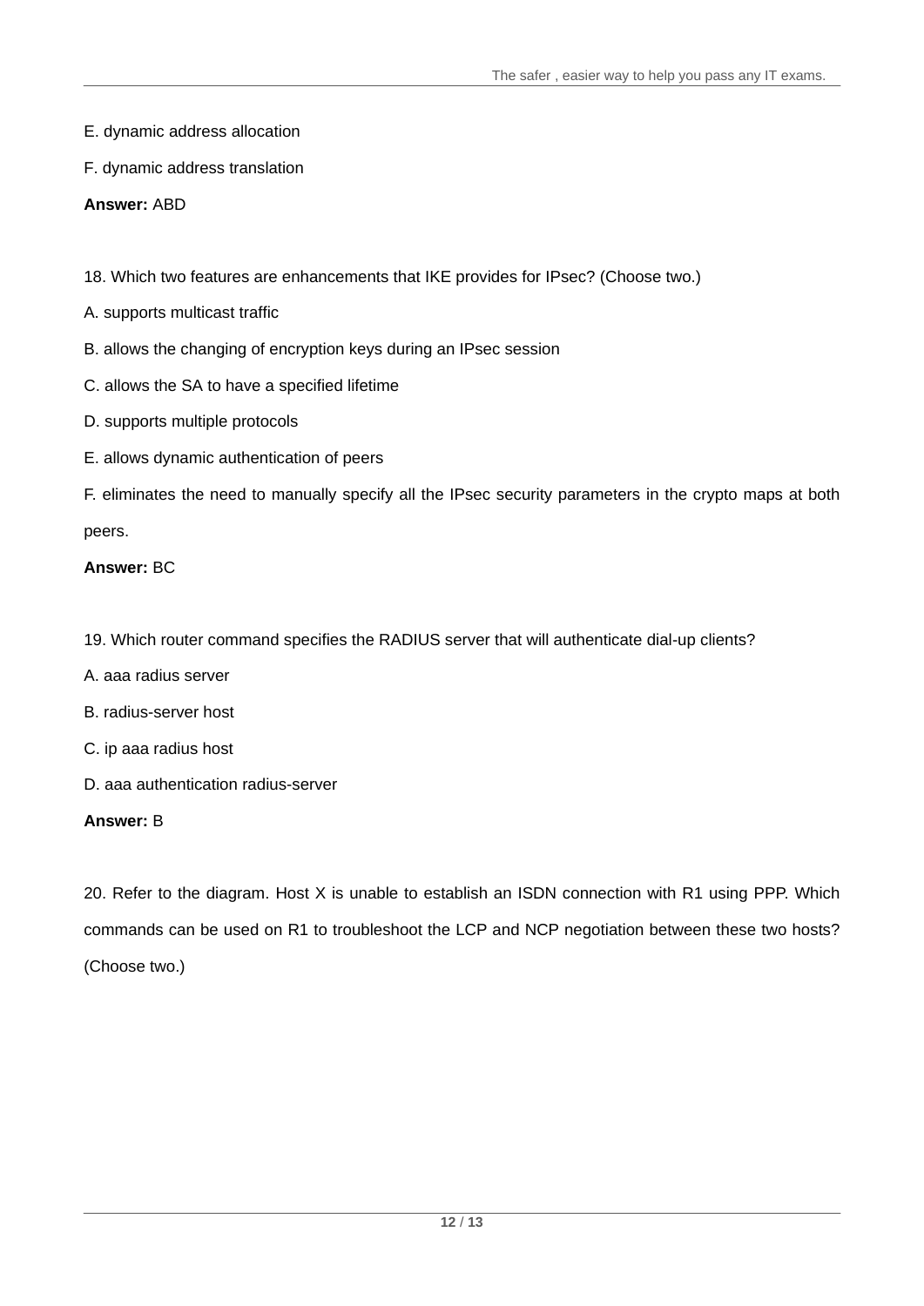E. dynamic address allocation

F. dynamic address translation

**Answer:** ABD

18. Which two features are enhancements that IKE provides for IPsec? (Choose two.)

A. supports multicast traffic

B. allows the changing of encryption keys during an IPsec session

C. allows the SA to have a specified lifetime

D. supports multiple protocols

E. allows dynamic authentication of peers

F. eliminates the need to manually specify all the IPsec security parameters in the crypto maps at both peers.

**Answer:** BC

19. Which router command specifies the RADIUS server that will authenticate dial-up clients?

A. aaa radius server

B. radius-server host

C. ip aaa radius host

D. aaa authentication radius-server

**Answer:** B

20. Refer to the diagram. Host X is unable to establish an ISDN connection with R1 using PPP. Which commands can be used on R1 to troubleshoot the LCP and NCP negotiation between these two hosts? (Choose two.)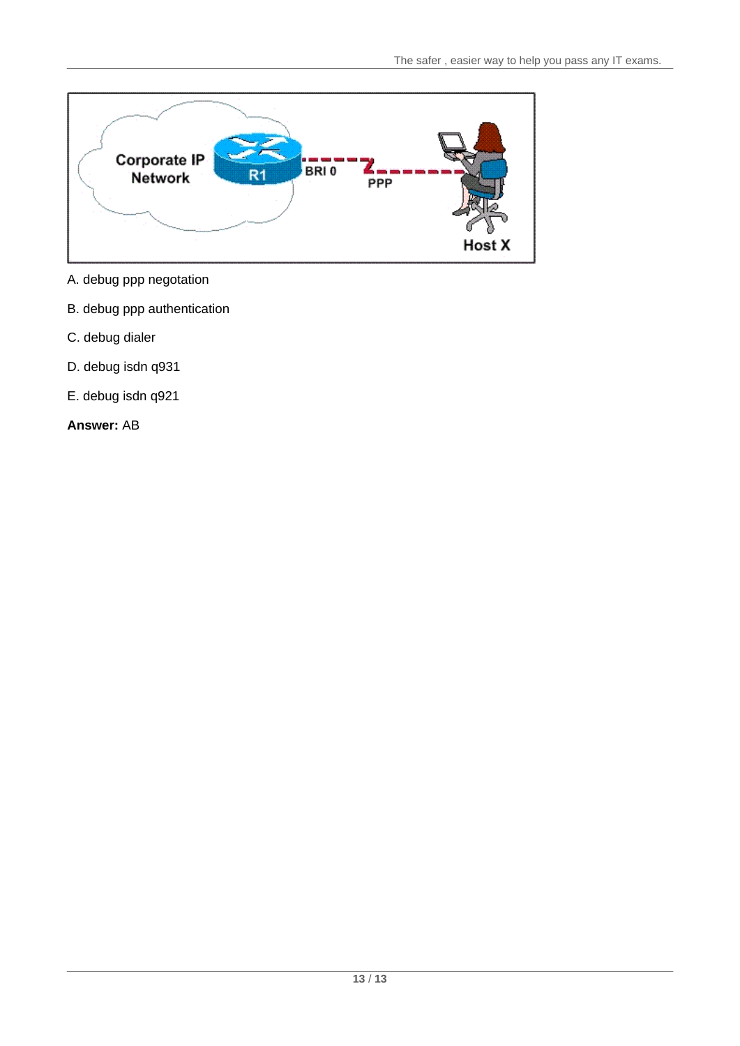Corporate IP Network

R1

BRI 0

PPP

Host X

A. debug ppp negotiation

B. debug ppp authentication

C. debug dialer

D. debug isdn q931

E. debug isdn q921

**Answer:** AB